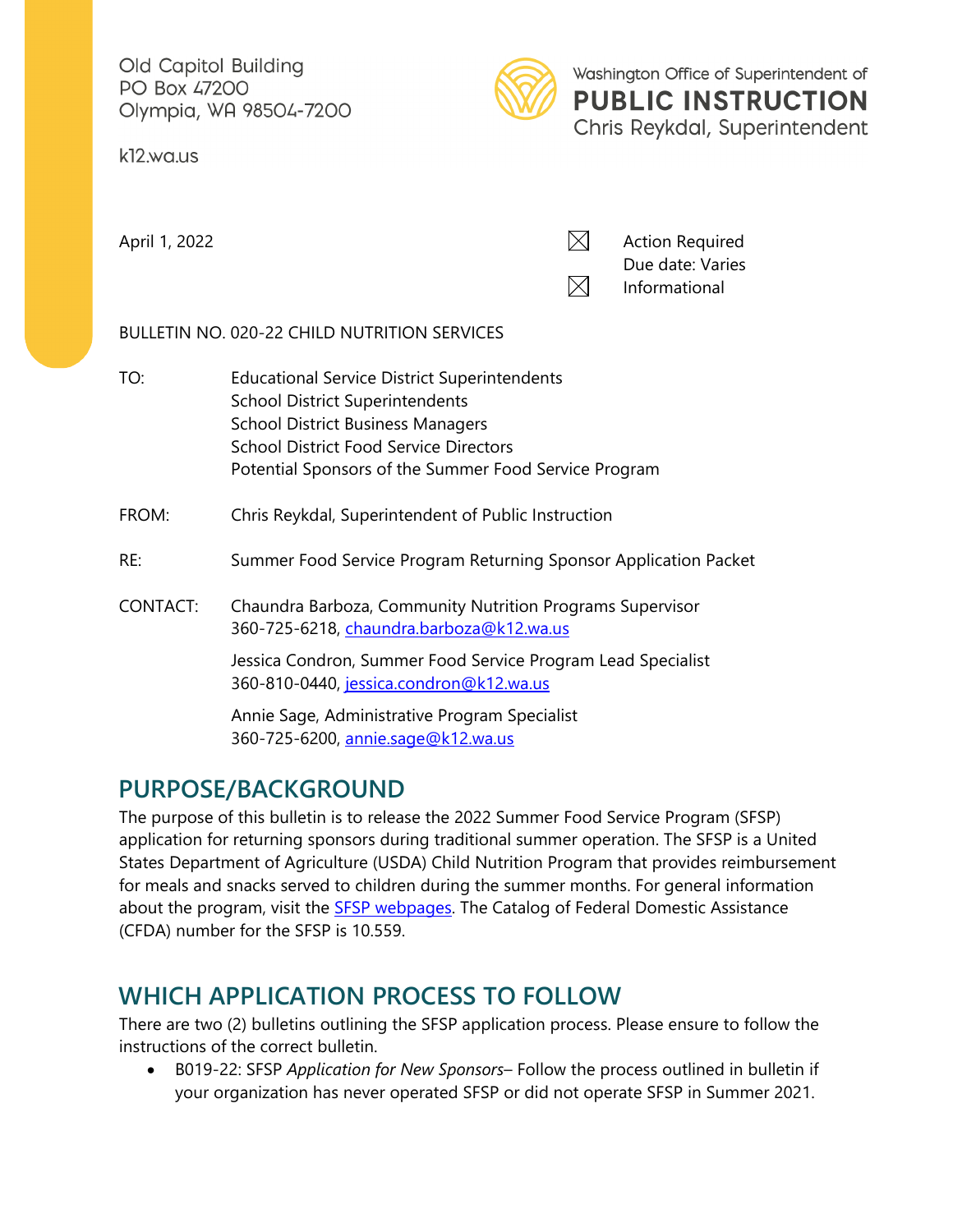Old Capitol Building
PO Box 47200
Olympia, WA 98504-7200

k12.wa.us

Washington Office of Superintendent of
**PUBLIC INSTRUCTION**
Chris Reykdal, Superintendent

April 1, 2022

☒ Action Required
Due date: Varies

☒ Informational

BULLETIN NO. 020-22 CHILD NUTRITION SERVICES

TO: Educational Service District Superintendents
School District Superintendents
School District Business Managers
School District Food Service Directors
Potential Sponsors of the Summer Food Service Program

FROM: Chris Reykdal, Superintendent of Public Instruction

RE: Summer Food Service Program Returning Sponsor Application Packet

CONTACT: Chaundra Barboza, Community Nutrition Programs Supervisor
360-725-6218, chaundra.barboza@k12.wa.us

Jessica Condron, Summer Food Service Program Lead Specialist
360-810-0440, jessica.condron@k12.wa.us

Annie Sage, Administrative Program Specialist
360-725-6200, annie.sage@k12.wa.us

## PURPOSE/BACKGROUND

The purpose of this bulletin is to release the 2022 Summer Food Service Program (SFSP) application for returning sponsors during traditional summer operation. The SFSP is a United States Department of Agriculture (USDA) Child Nutrition Program that provides reimbursement for meals and snacks served to children during the summer months. For general information about the program, visit the SFSP webpages. The Catalog of Federal Domestic Assistance (CFDA) number for the SFSP is 10.559.

## WHICH APPLICATION PROCESS TO FOLLOW

There are two (2) bulletins outlining the SFSP application process. Please ensure to follow the instructions of the correct bulletin.

- B019-22: SFSP *Application for New Sponsors*– Follow the process outlined in bulletin if your organization has never operated SFSP or did not operate SFSP in Summer 2021.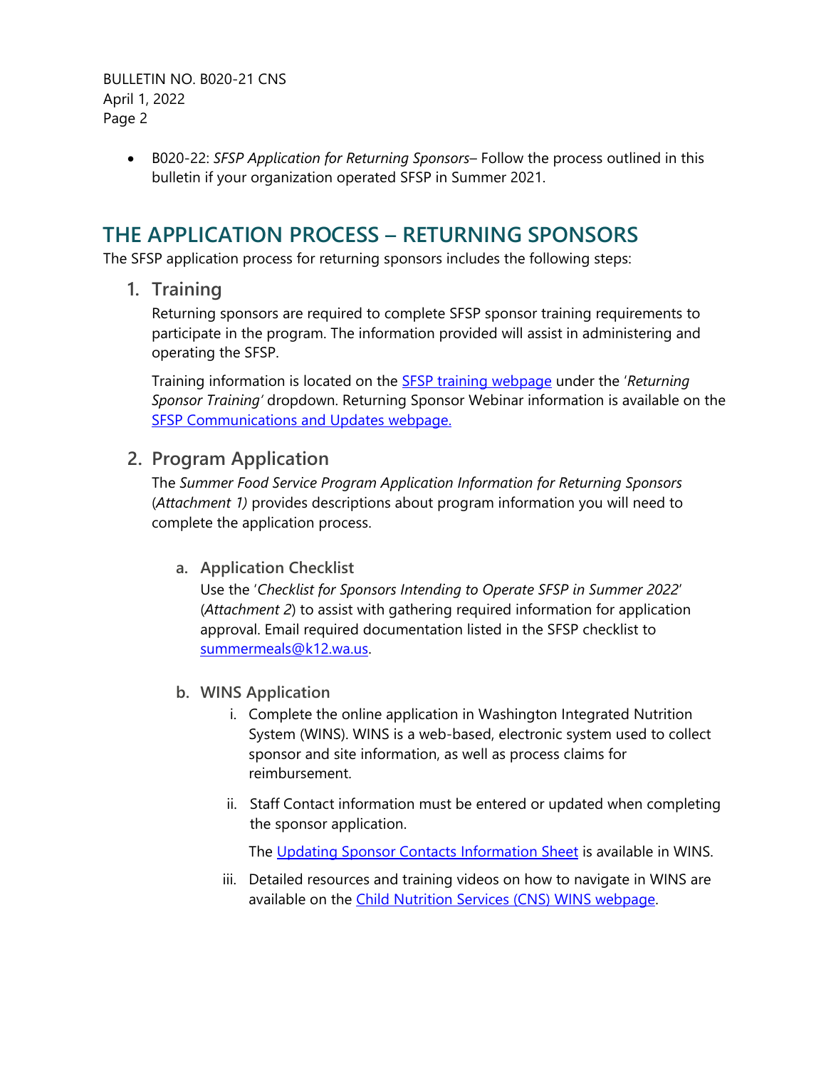- B020-22: *SFSP Application for Returning Sponsors*– Follow the process outlined in this bulletin if your organization operated SFSP in Summer 2021.

## THE APPLICATION PROCESS – RETURNING SPONSORS

The SFSP application process for returning sponsors includes the following steps:

### 1. Training

Returning sponsors are required to complete SFSP sponsor training requirements to participate in the program. The information provided will assist in administering and operating the SFSP.

Training information is located on the SFSP training webpage under the '*Returning Sponsor Training'* dropdown. Returning Sponsor Webinar information is available on the SFSP Communications and Updates webpage.

### 2. Program Application

The *Summer Food Service Program Application Information for Returning Sponsors* (*Attachment 1)* provides descriptions about program information you will need to complete the application process.

#### a. Application Checklist

Use the '*Checklist for Sponsors Intending to Operate SFSP in Summer 2022*' (*Attachment 2*) to assist with gathering required information for application approval. Email required documentation listed in the SFSP checklist to summermeals@k12.wa.us.

#### b. WINS Application

i. Complete the online application in Washington Integrated Nutrition System (WINS). WINS is a web-based, electronic system used to collect sponsor and site information, as well as process claims for reimbursement.

ii. Staff Contact information must be entered or updated when completing the sponsor application.

The Updating Sponsor Contacts Information Sheet is available in WINS.

iii. Detailed resources and training videos on how to navigate in WINS are available on the Child Nutrition Services (CNS) WINS webpage.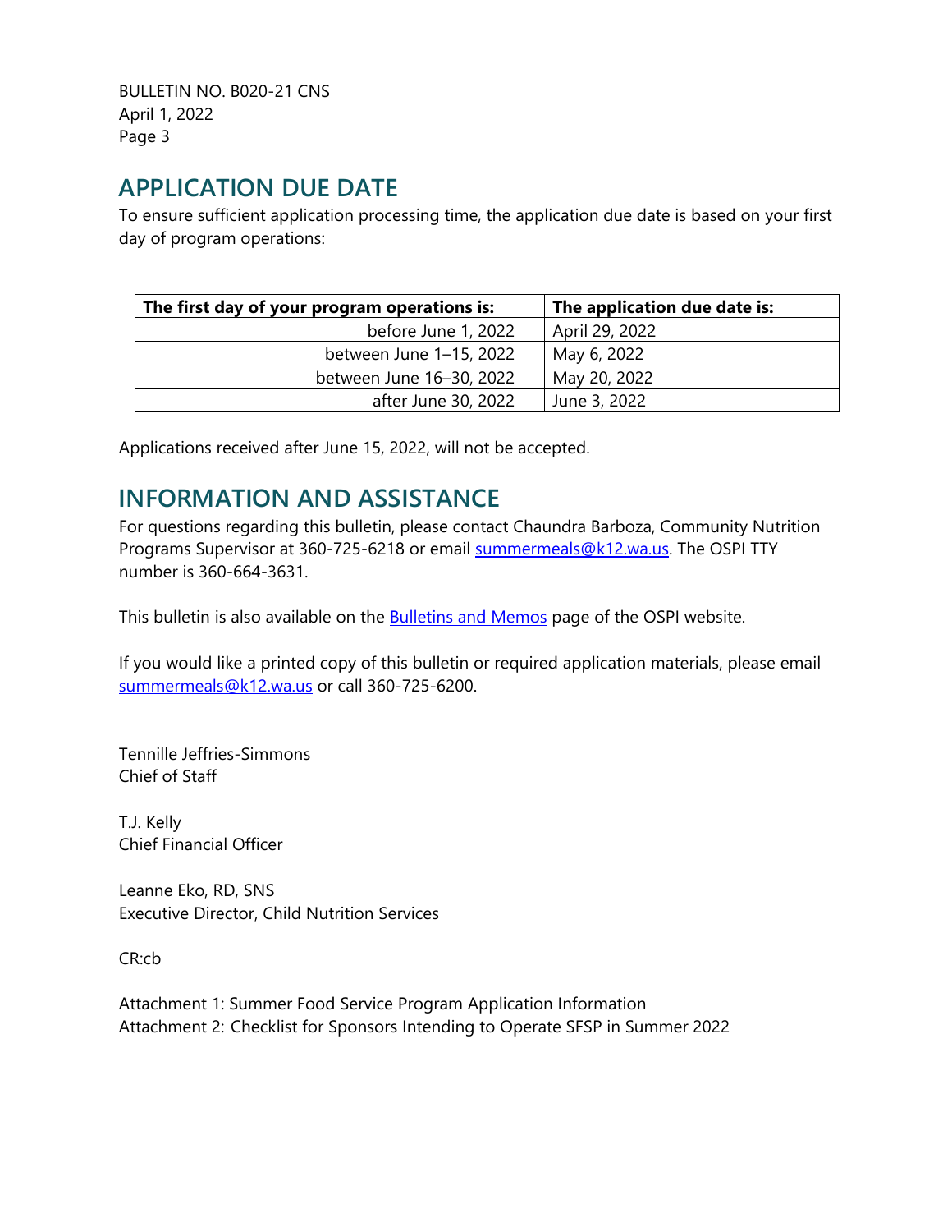## APPLICATION DUE DATE

To ensure sufficient application processing time, the application due date is based on your first day of program operations:

| The first day of your program operations is: | The application due date is: |
|---|---|
| before June 1, 2022 | April 29, 2022 |
| between June 1–15, 2022 | May 6, 2022 |
| between June 16–30, 2022 | May 20, 2022 |
| after June 30, 2022 | June 3, 2022 |

Applications received after June 15, 2022, will not be accepted.

## INFORMATION AND ASSISTANCE

For questions regarding this bulletin, please contact Chaundra Barboza, Community Nutrition Programs Supervisor at 360-725-6218 or email summermeals@k12.wa.us. The OSPI TTY number is 360-664-3631.

This bulletin is also available on the Bulletins and Memos page of the OSPI website.

If you would like a printed copy of this bulletin or required application materials, please email summermeals@k12.wa.us or call 360-725-6200.

Tennille Jeffries-Simmons
Chief of Staff

T.J. Kelly
Chief Financial Officer

Leanne Eko, RD, SNS
Executive Director, Child Nutrition Services

CR:cb

Attachment 1: Summer Food Service Program Application Information
Attachment 2: Checklist for Sponsors Intending to Operate SFSP in Summer 2022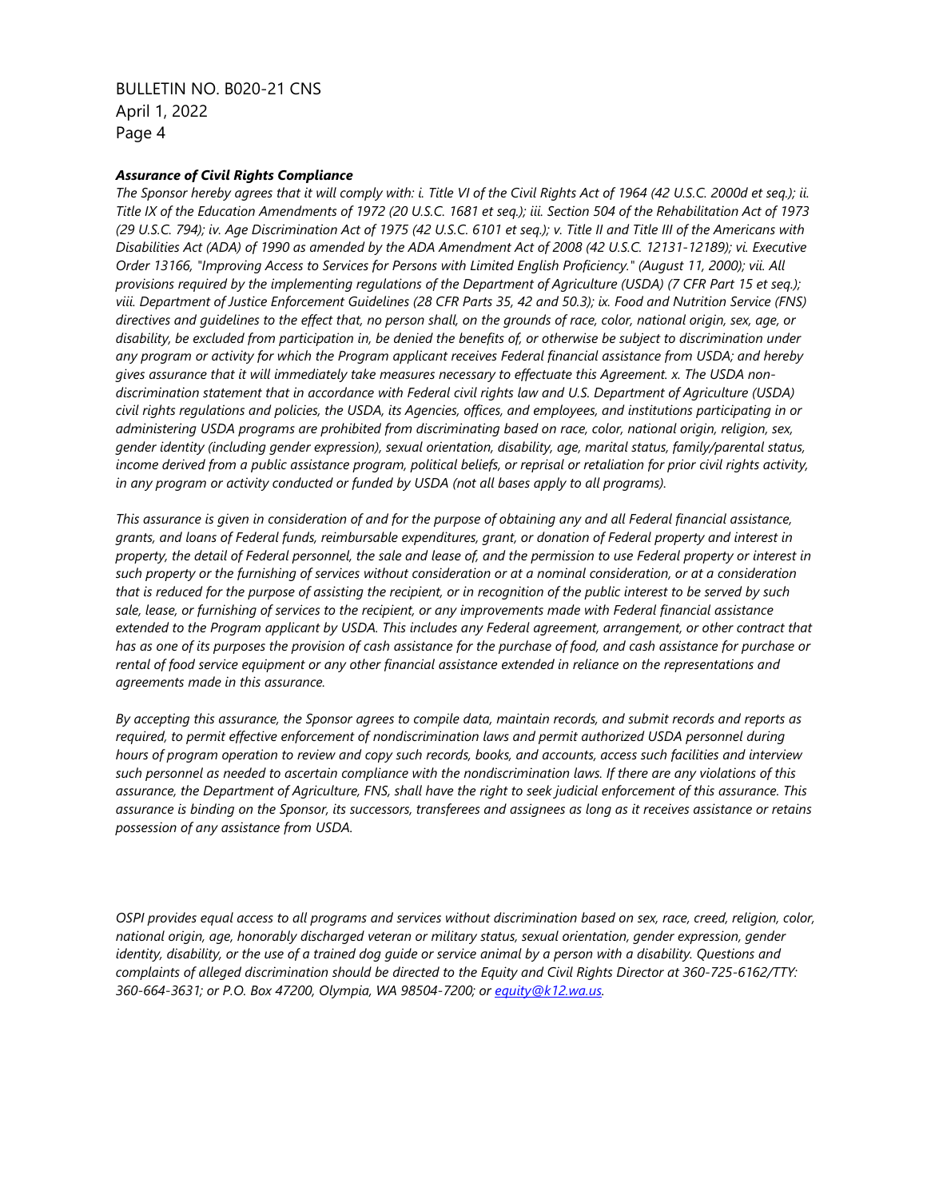***Assurance of Civil Rights Compliance***

*The Sponsor hereby agrees that it will comply with: i. Title VI of the Civil Rights Act of 1964 (42 U.S.C. 2000d et seq.); ii. Title IX of the Education Amendments of 1972 (20 U.S.C. 1681 et seq.); iii. Section 504 of the Rehabilitation Act of 1973 (29 U.S.C. 794); iv. Age Discrimination Act of 1975 (42 U.S.C. 6101 et seq.); v. Title II and Title III of the Americans with Disabilities Act (ADA) of 1990 as amended by the ADA Amendment Act of 2008 (42 U.S.C. 12131-12189); vi. Executive Order 13166, "Improving Access to Services for Persons with Limited English Proficiency." (August 11, 2000); vii. All provisions required by the implementing regulations of the Department of Agriculture (USDA) (7 CFR Part 15 et seq.); viii. Department of Justice Enforcement Guidelines (28 CFR Parts 35, 42 and 50.3); ix. Food and Nutrition Service (FNS) directives and guidelines to the effect that, no person shall, on the grounds of race, color, national origin, sex, age, or disability, be excluded from participation in, be denied the benefits of, or otherwise be subject to discrimination under any program or activity for which the Program applicant receives Federal financial assistance from USDA; and hereby gives assurance that it will immediately take measures necessary to effectuate this Agreement. x. The USDA non-discrimination statement that in accordance with Federal civil rights law and U.S. Department of Agriculture (USDA) civil rights regulations and policies, the USDA, its Agencies, offices, and employees, and institutions participating in or administering USDA programs are prohibited from discriminating based on race, color, national origin, religion, sex, gender identity (including gender expression), sexual orientation, disability, age, marital status, family/parental status, income derived from a public assistance program, political beliefs, or reprisal or retaliation for prior civil rights activity, in any program or activity conducted or funded by USDA (not all bases apply to all programs).*

*This assurance is given in consideration of and for the purpose of obtaining any and all Federal financial assistance, grants, and loans of Federal funds, reimbursable expenditures, grant, or donation of Federal property and interest in property, the detail of Federal personnel, the sale and lease of, and the permission to use Federal property or interest in such property or the furnishing of services without consideration or at a nominal consideration, or at a consideration that is reduced for the purpose of assisting the recipient, or in recognition of the public interest to be served by such sale, lease, or furnishing of services to the recipient, or any improvements made with Federal financial assistance extended to the Program applicant by USDA. This includes any Federal agreement, arrangement, or other contract that has as one of its purposes the provision of cash assistance for the purchase of food, and cash assistance for purchase or rental of food service equipment or any other financial assistance extended in reliance on the representations and agreements made in this assurance.*

*By accepting this assurance, the Sponsor agrees to compile data, maintain records, and submit records and reports as required, to permit effective enforcement of nondiscrimination laws and permit authorized USDA personnel during hours of program operation to review and copy such records, books, and accounts, access such facilities and interview such personnel as needed to ascertain compliance with the nondiscrimination laws. If there are any violations of this assurance, the Department of Agriculture, FNS, shall have the right to seek judicial enforcement of this assurance. This assurance is binding on the Sponsor, its successors, transferees and assignees as long as it receives assistance or retains possession of any assistance from USDA.*

*OSPI provides equal access to all programs and services without discrimination based on sex, race, creed, religion, color, national origin, age, honorably discharged veteran or military status, sexual orientation, gender expression, gender identity, disability, or the use of a trained dog guide or service animal by a person with a disability. Questions and complaints of alleged discrimination should be directed to the Equity and Civil Rights Director at 360-725-6162/TTY: 360-664-3631; or P.O. Box 47200, Olympia, WA 98504-7200; or [equity@k12.wa.us](mailto:equity@k12.wa.us).*